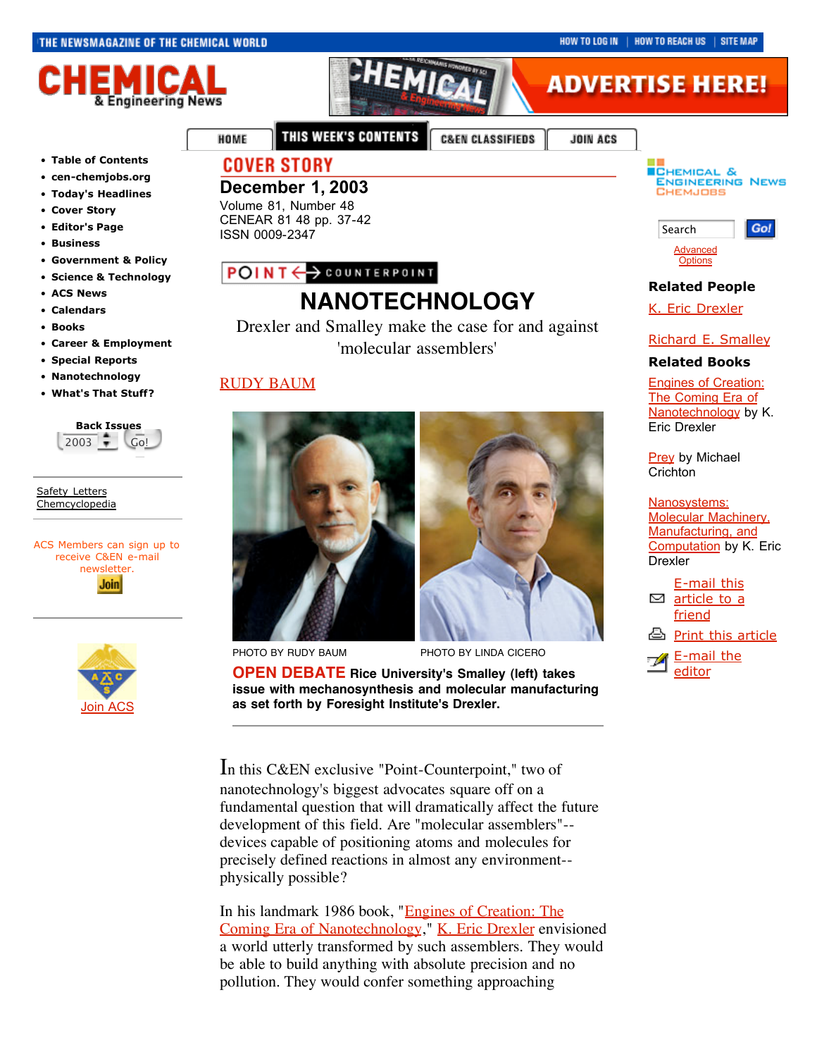# COVER STORY

**December 1, 2003**
Volume 81, Number 48
CENEAR 81 48 pp. 37-42
ISSN 0009-2347

POINT COUNTERPOINT

# NANOTECHNOLOGY

Drexler and Smalley make the case for and against 'molecular assemblers'

RUDY BAUM

PHOTO BY RUDY BAUM — PHOTO BY LINDA CICERO

**OPEN DEBATE** **Rice University's Smalley (left) takes issue with mechanosynthesis and molecular manufacturing as set forth by Foresight Institute's Drexler.**

In this C&EN exclusive "Point-Counterpoint," two of nanotechnology's biggest advocates square off on a fundamental question that will dramatically affect the future development of this field. Are "molecular assemblers"--devices capable of positioning atoms and molecules for precisely defined reactions in almost any environment--physically possible?

In his landmark 1986 book, "Engines of Creation: The Coming Era of Nanotechnology," K. Eric Drexler envisioned a world utterly transformed by such assemblers. They would be able to build anything with absolute precision and no pollution. They would confer something approaching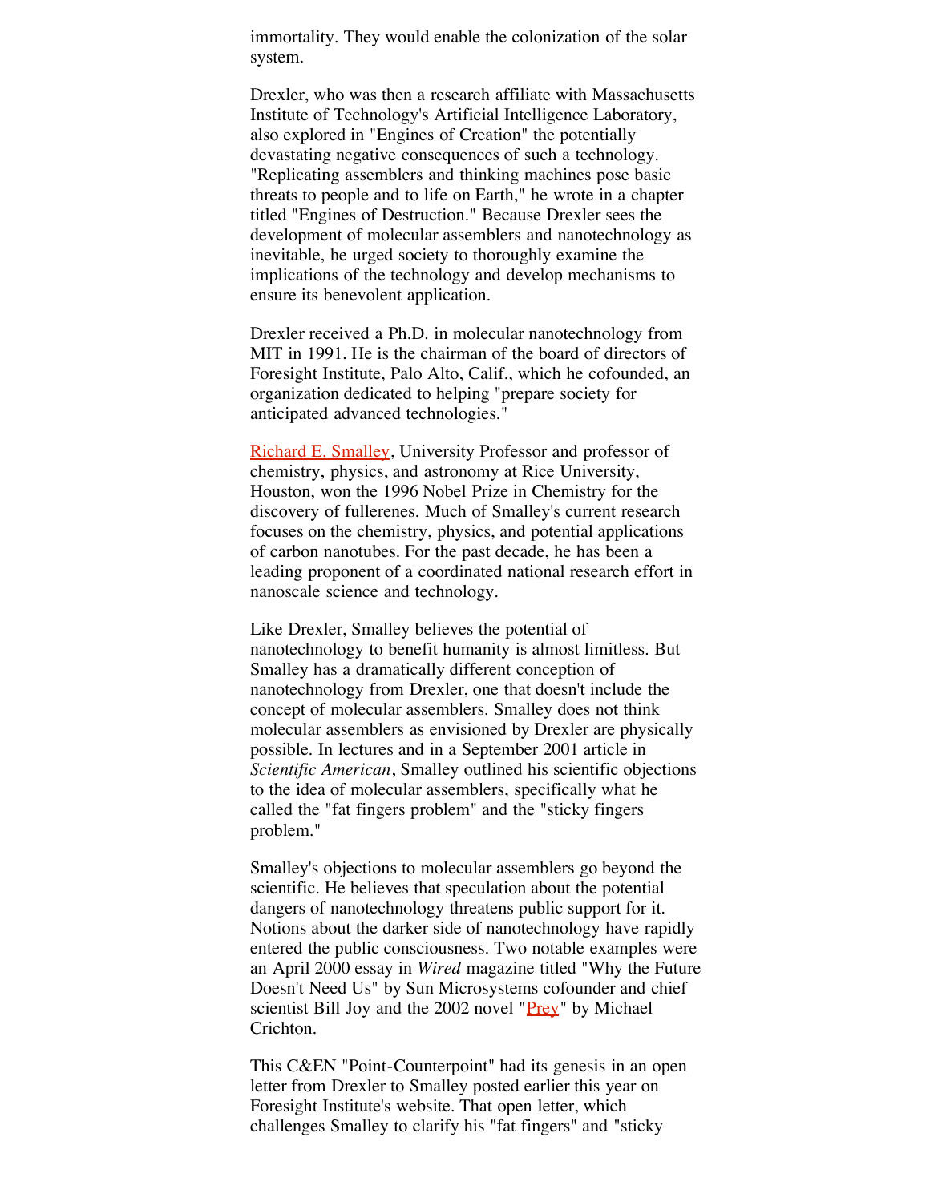immortality. They would enable the colonization of the solar system.

Drexler, who was then a research affiliate with Massachusetts Institute of Technology's Artificial Intelligence Laboratory, also explored in "Engines of Creation" the potentially devastating negative consequences of such a technology. "Replicating assemblers and thinking machines pose basic threats to people and to life on Earth," he wrote in a chapter titled "Engines of Destruction." Because Drexler sees the development of molecular assemblers and nanotechnology as inevitable, he urged society to thoroughly examine the implications of the technology and develop mechanisms to ensure its benevolent application.

Drexler received a Ph.D. in molecular nanotechnology from MIT in 1991. He is the chairman of the board of directors of Foresight Institute, Palo Alto, Calif., which he cofounded, an organization dedicated to helping "prepare society for anticipated advanced technologies."

Richard E. Smalley, University Professor and professor of chemistry, physics, and astronomy at Rice University, Houston, won the 1996 Nobel Prize in Chemistry for the discovery of fullerenes. Much of Smalley's current research focuses on the chemistry, physics, and potential applications of carbon nanotubes. For the past decade, he has been a leading proponent of a coordinated national research effort in nanoscale science and technology.

Like Drexler, Smalley believes the potential of nanotechnology to benefit humanity is almost limitless. But Smalley has a dramatically different conception of nanotechnology from Drexler, one that doesn't include the concept of molecular assemblers. Smalley does not think molecular assemblers as envisioned by Drexler are physically possible. In lectures and in a September 2001 article in *Scientific American*, Smalley outlined his scientific objections to the idea of molecular assemblers, specifically what he called the "fat fingers problem" and the "sticky fingers problem."

Smalley's objections to molecular assemblers go beyond the scientific. He believes that speculation about the potential dangers of nanotechnology threatens public support for it. Notions about the darker side of nanotechnology have rapidly entered the public consciousness. Two notable examples were an April 2000 essay in *Wired* magazine titled "Why the Future Doesn't Need Us" by Sun Microsystems cofounder and chief scientist Bill Joy and the 2002 novel "Prey" by Michael Crichton.

This C&EN "Point-Counterpoint" had its genesis in an open letter from Drexler to Smalley posted earlier this year on Foresight Institute's website. That open letter, which challenges Smalley to clarify his "fat fingers" and "sticky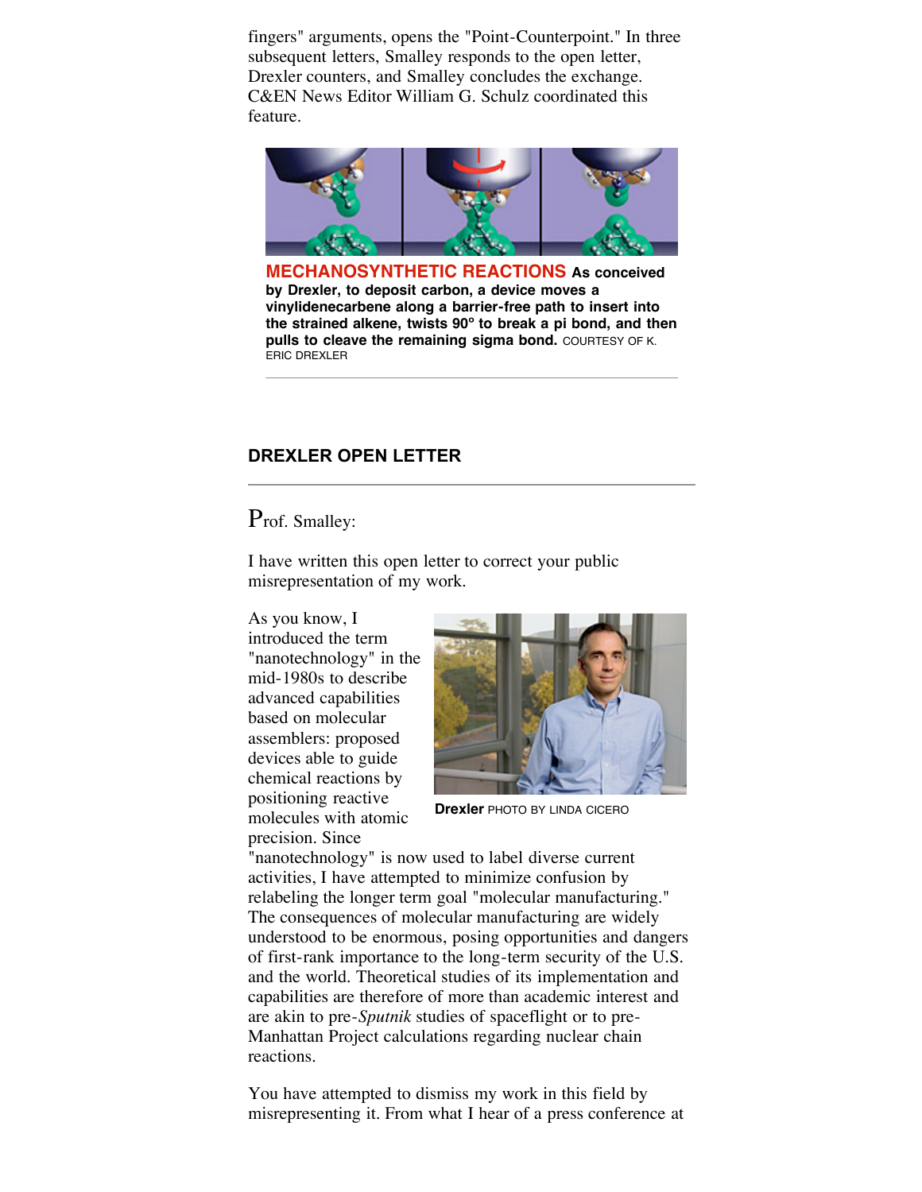fingers" arguments, opens the "Point-Counterpoint." In three subsequent letters, Smalley responds to the open letter, Drexler counters, and Smalley concludes the exchange. C&EN News Editor William G. Schulz coordinated this feature.

**MECHANOSYNTHETIC REACTIONS** **As conceived by Drexler, to deposit carbon, a device moves a vinylidenecarbene along a barrier-free path to insert into the strained alkene, twists 90° to break a pi bond, and then pulls to cleave the remaining sigma bond.** COURTESY OF K. ERIC DREXLER

## DREXLER OPEN LETTER

Prof. Smalley:

I have written this open letter to correct your public misrepresentation of my work.

As you know, I introduced the term "nanotechnology" in the mid-1980s to describe advanced capabilities based on molecular assemblers: proposed devices able to guide chemical reactions by positioning reactive molecules with atomic precision. Since "nanotechnology" is now used to label diverse current activities, I have attempted to minimize confusion by relabeling the longer term goal "molecular manufacturing." The consequences of molecular manufacturing are widely understood to be enormous, posing opportunities and dangers of first-rank importance to the long-term security of the U.S. and the world. Theoretical studies of its implementation and capabilities are therefore of more than academic interest and are akin to pre-*Sputnik* studies of spaceflight or to pre-Manhattan Project calculations regarding nuclear chain reactions.

**Drexler** PHOTO BY LINDA CICERO

You have attempted to dismiss my work in this field by misrepresenting it. From what I hear of a press conference at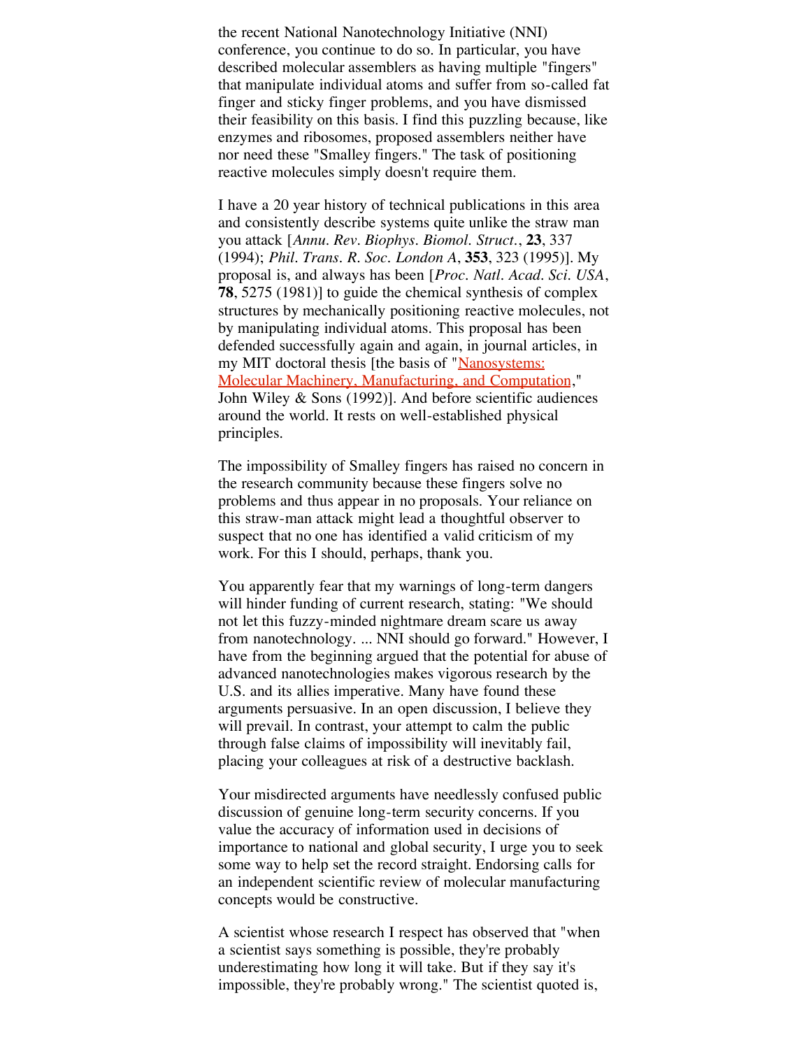the recent National Nanotechnology Initiative (NNI) conference, you continue to do so. In particular, you have described molecular assemblers as having multiple "fingers" that manipulate individual atoms and suffer from so-called fat finger and sticky finger problems, and you have dismissed their feasibility on this basis. I find this puzzling because, like enzymes and ribosomes, proposed assemblers neither have nor need these "Smalley fingers." The task of positioning reactive molecules simply doesn't require them.

I have a 20 year history of technical publications in this area and consistently describe systems quite unlike the straw man you attack [*Annu. Rev. Biophys. Biomol. Struct.*, **23**, 337 (1994); *Phil. Trans. R. Soc. London A*, **353**, 323 (1995)]. My proposal is, and always has been [*Proc. Natl. Acad. Sci. USA*, **78**, 5275 (1981)] to guide the chemical synthesis of complex structures by mechanically positioning reactive molecules, not by manipulating individual atoms. This proposal has been defended successfully again and again, in journal articles, in my MIT doctoral thesis [the basis of "Nanosystems: Molecular Machinery, Manufacturing, and Computation," John Wiley & Sons (1992)]. And before scientific audiences around the world. It rests on well-established physical principles.

The impossibility of Smalley fingers has raised no concern in the research community because these fingers solve no problems and thus appear in no proposals. Your reliance on this straw-man attack might lead a thoughtful observer to suspect that no one has identified a valid criticism of my work. For this I should, perhaps, thank you.

You apparently fear that my warnings of long-term dangers will hinder funding of current research, stating: "We should not let this fuzzy-minded nightmare dream scare us away from nanotechnology. ... NNI should go forward." However, I have from the beginning argued that the potential for abuse of advanced nanotechnologies makes vigorous research by the U.S. and its allies imperative. Many have found these arguments persuasive. In an open discussion, I believe they will prevail. In contrast, your attempt to calm the public through false claims of impossibility will inevitably fail, placing your colleagues at risk of a destructive backlash.

Your misdirected arguments have needlessly confused public discussion of genuine long-term security concerns. If you value the accuracy of information used in decisions of importance to national and global security, I urge you to seek some way to help set the record straight. Endorsing calls for an independent scientific review of molecular manufacturing concepts would be constructive.

A scientist whose research I respect has observed that "when a scientist says something is possible, they're probably underestimating how long it will take. But if they say it's impossible, they're probably wrong." The scientist quoted is,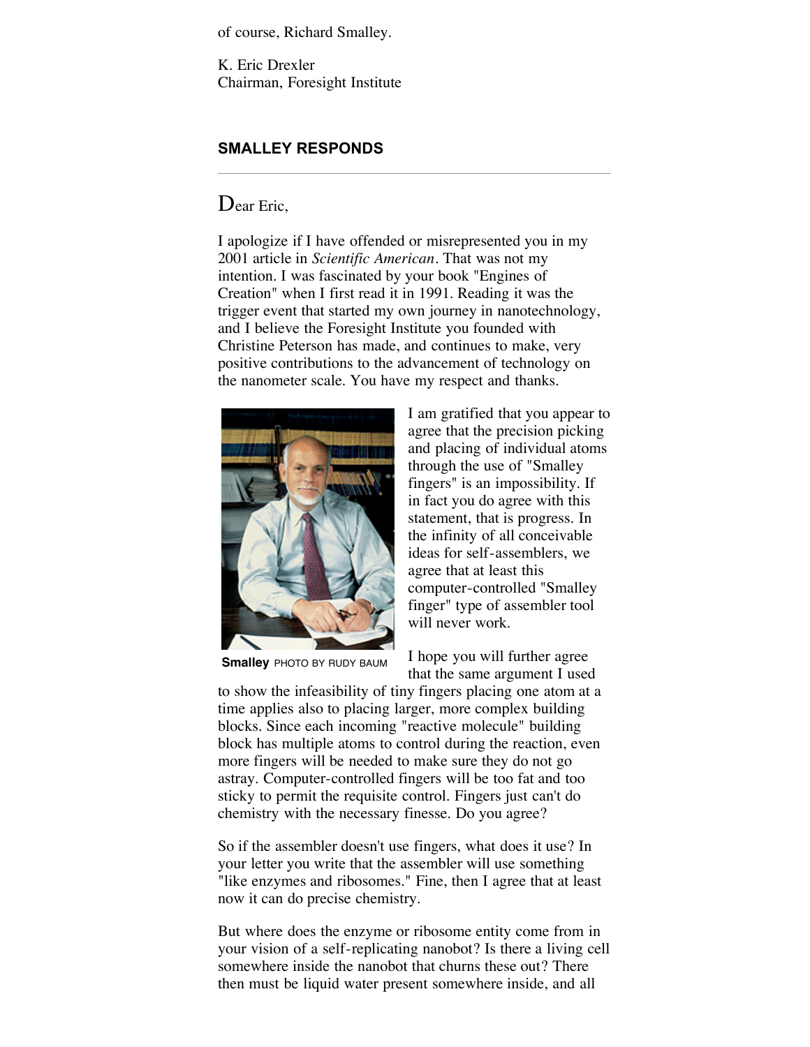of course, Richard Smalley.

K. Eric Drexler
Chairman, Foresight Institute

## SMALLEY RESPONDS

Dear Eric,

I apologize if I have offended or misrepresented you in my 2001 article in *Scientific American*. That was not my intention. I was fascinated by your book "Engines of Creation" when I first read it in 1991. Reading it was the trigger event that started my own journey in nanotechnology, and I believe the Foresight Institute you founded with Christine Peterson has made, and continues to make, very positive contributions to the advancement of technology on the nanometer scale. You have my respect and thanks.

**Smalley** PHOTO BY RUDY BAUM

I am gratified that you appear to agree that the precision picking and placing of individual atoms through the use of "Smalley fingers" is an impossibility. If in fact you do agree with this statement, that is progress. In the infinity of all conceivable ideas for self-assemblers, we agree that at least this computer-controlled "Smalley finger" type of assembler tool will never work.

I hope you will further agree that the same argument I used to show the infeasibility of tiny fingers placing one atom at a time applies also to placing larger, more complex building blocks. Since each incoming "reactive molecule" building block has multiple atoms to control during the reaction, even more fingers will be needed to make sure they do not go astray. Computer-controlled fingers will be too fat and too sticky to permit the requisite control. Fingers just can't do chemistry with the necessary finesse. Do you agree?

So if the assembler doesn't use fingers, what does it use? In your letter you write that the assembler will use something "like enzymes and ribosomes." Fine, then I agree that at least now it can do precise chemistry.

But where does the enzyme or ribosome entity come from in your vision of a self-replicating nanobot? Is there a living cell somewhere inside the nanobot that churns these out? There then must be liquid water present somewhere inside, and all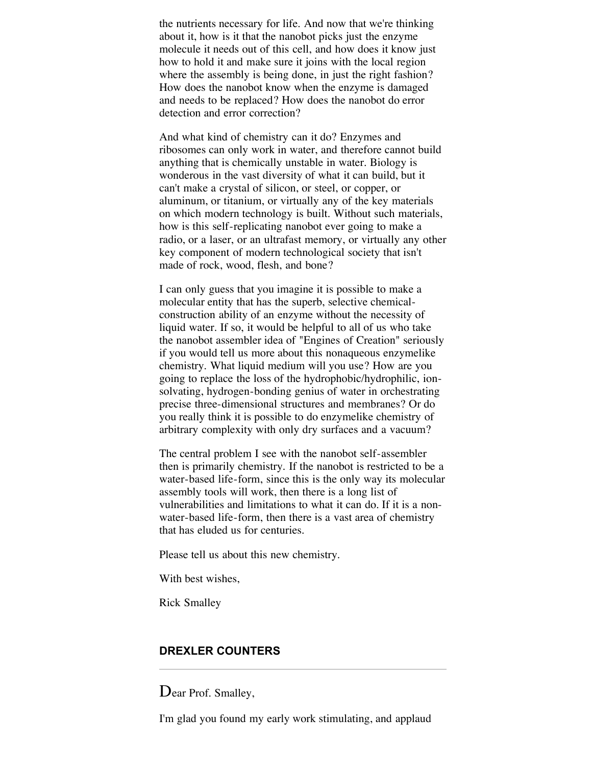the nutrients necessary for life. And now that we're thinking about it, how is it that the nanobot picks just the enzyme molecule it needs out of this cell, and how does it know just how to hold it and make sure it joins with the local region where the assembly is being done, in just the right fashion? How does the nanobot know when the enzyme is damaged and needs to be replaced? How does the nanobot do error detection and error correction?

And what kind of chemistry can it do? Enzymes and ribosomes can only work in water, and therefore cannot build anything that is chemically unstable in water. Biology is wonderous in the vast diversity of what it can build, but it can't make a crystal of silicon, or steel, or copper, or aluminum, or titanium, or virtually any of the key materials on which modern technology is built. Without such materials, how is this self-replicating nanobot ever going to make a radio, or a laser, or an ultrafast memory, or virtually any other key component of modern technological society that isn't made of rock, wood, flesh, and bone?

I can only guess that you imagine it is possible to make a molecular entity that has the superb, selective chemical-construction ability of an enzyme without the necessity of liquid water. If so, it would be helpful to all of us who take the nanobot assembler idea of "Engines of Creation" seriously if you would tell us more about this nonaqueous enzymelike chemistry. What liquid medium will you use? How are you going to replace the loss of the hydrophobic/hydrophilic, ion-solvating, hydrogen-bonding genius of water in orchestrating precise three-dimensional structures and membranes? Or do you really think it is possible to do enzymelike chemistry of arbitrary complexity with only dry surfaces and a vacuum?

The central problem I see with the nanobot self-assembler then is primarily chemistry. If the nanobot is restricted to be a water-based life-form, since this is the only way its molecular assembly tools will work, then there is a long list of vulnerabilities and limitations to what it can do. If it is a non-water-based life-form, then there is a vast area of chemistry that has eluded us for centuries.

Please tell us about this new chemistry.

With best wishes,

Rick Smalley

## DREXLER COUNTERS

---

Dear Prof. Smalley,

I'm glad you found my early work stimulating, and applaud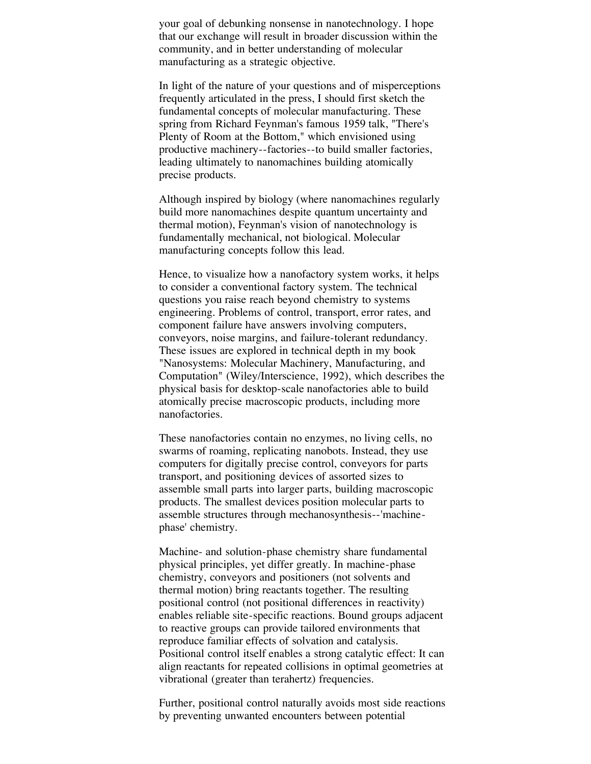your goal of debunking nonsense in nanotechnology. I hope that our exchange will result in broader discussion within the community, and in better understanding of molecular manufacturing as a strategic objective.

In light of the nature of your questions and of misperceptions frequently articulated in the press, I should first sketch the fundamental concepts of molecular manufacturing. These spring from Richard Feynman's famous 1959 talk, "There's Plenty of Room at the Bottom," which envisioned using productive machinery--factories--to build smaller factories, leading ultimately to nanomachines building atomically precise products.

Although inspired by biology (where nanomachines regularly build more nanomachines despite quantum uncertainty and thermal motion), Feynman's vision of nanotechnology is fundamentally mechanical, not biological. Molecular manufacturing concepts follow this lead.

Hence, to visualize how a nanofactory system works, it helps to consider a conventional factory system. The technical questions you raise reach beyond chemistry to systems engineering. Problems of control, transport, error rates, and component failure have answers involving computers, conveyors, noise margins, and failure-tolerant redundancy. These issues are explored in technical depth in my book "Nanosystems: Molecular Machinery, Manufacturing, and Computation" (Wiley/Interscience, 1992), which describes the physical basis for desktop-scale nanofactories able to build atomically precise macroscopic products, including more nanofactories.

These nanofactories contain no enzymes, no living cells, no swarms of roaming, replicating nanobots. Instead, they use computers for digitally precise control, conveyors for parts transport, and positioning devices of assorted sizes to assemble small parts into larger parts, building macroscopic products. The smallest devices position molecular parts to assemble structures through mechanosynthesis--'machine-phase' chemistry.

Machine- and solution-phase chemistry share fundamental physical principles, yet differ greatly. In machine-phase chemistry, conveyors and positioners (not solvents and thermal motion) bring reactants together. The resulting positional control (not positional differences in reactivity) enables reliable site-specific reactions. Bound groups adjacent to reactive groups can provide tailored environments that reproduce familiar effects of solvation and catalysis. Positional control itself enables a strong catalytic effect: It can align reactants for repeated collisions in optimal geometries at vibrational (greater than terahertz) frequencies.

Further, positional control naturally avoids most side reactions by preventing unwanted encounters between potential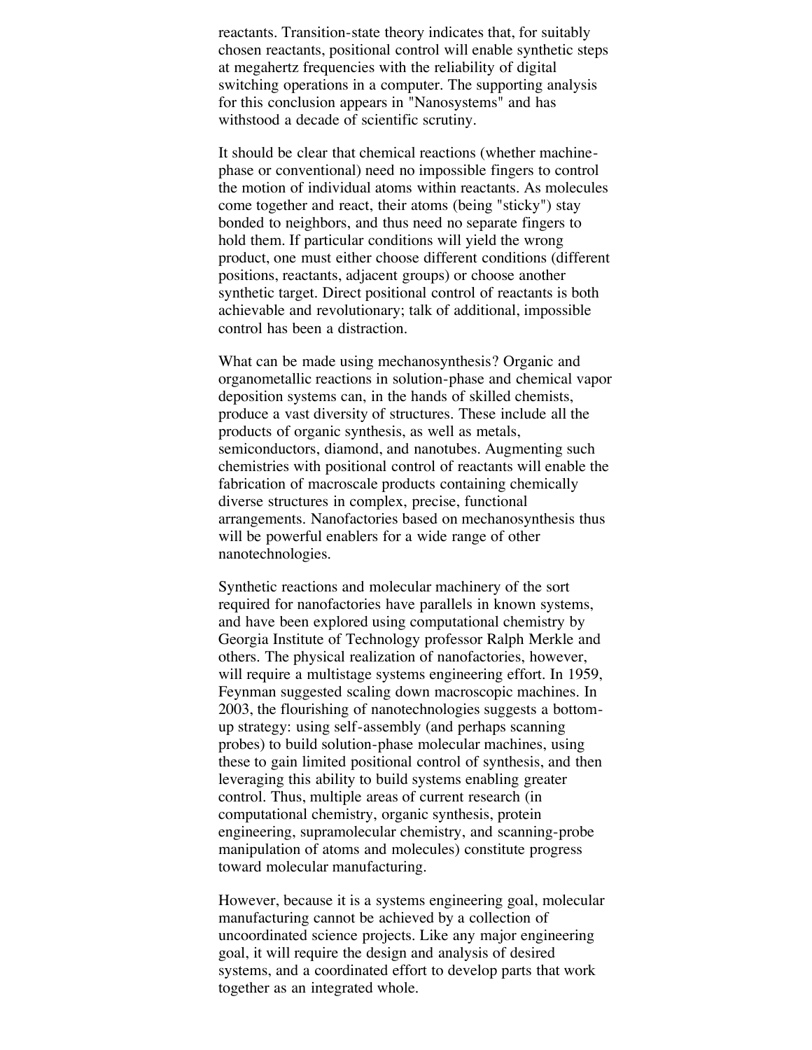reactants. Transition-state theory indicates that, for suitably chosen reactants, positional control will enable synthetic steps at megahertz frequencies with the reliability of digital switching operations in a computer. The supporting analysis for this conclusion appears in "Nanosystems" and has withstood a decade of scientific scrutiny.

It should be clear that chemical reactions (whether machine-phase or conventional) need no impossible fingers to control the motion of individual atoms within reactants. As molecules come together and react, their atoms (being "sticky") stay bonded to neighbors, and thus need no separate fingers to hold them. If particular conditions will yield the wrong product, one must either choose different conditions (different positions, reactants, adjacent groups) or choose another synthetic target. Direct positional control of reactants is both achievable and revolutionary; talk of additional, impossible control has been a distraction.

What can be made using mechanosynthesis? Organic and organometallic reactions in solution-phase and chemical vapor deposition systems can, in the hands of skilled chemists, produce a vast diversity of structures. These include all the products of organic synthesis, as well as metals, semiconductors, diamond, and nanotubes. Augmenting such chemistries with positional control of reactants will enable the fabrication of macroscale products containing chemically diverse structures in complex, precise, functional arrangements. Nanofactories based on mechanosynthesis thus will be powerful enablers for a wide range of other nanotechnologies.

Synthetic reactions and molecular machinery of the sort required for nanofactories have parallels in known systems, and have been explored using computational chemistry by Georgia Institute of Technology professor Ralph Merkle and others. The physical realization of nanofactories, however, will require a multistage systems engineering effort. In 1959, Feynman suggested scaling down macroscopic machines. In 2003, the flourishing of nanotechnologies suggests a bottom-up strategy: using self-assembly (and perhaps scanning probes) to build solution-phase molecular machines, using these to gain limited positional control of synthesis, and then leveraging this ability to build systems enabling greater control. Thus, multiple areas of current research (in computational chemistry, organic synthesis, protein engineering, supramolecular chemistry, and scanning-probe manipulation of atoms and molecules) constitute progress toward molecular manufacturing.

However, because it is a systems engineering goal, molecular manufacturing cannot be achieved by a collection of uncoordinated science projects. Like any major engineering goal, it will require the design and analysis of desired systems, and a coordinated effort to develop parts that work together as an integrated whole.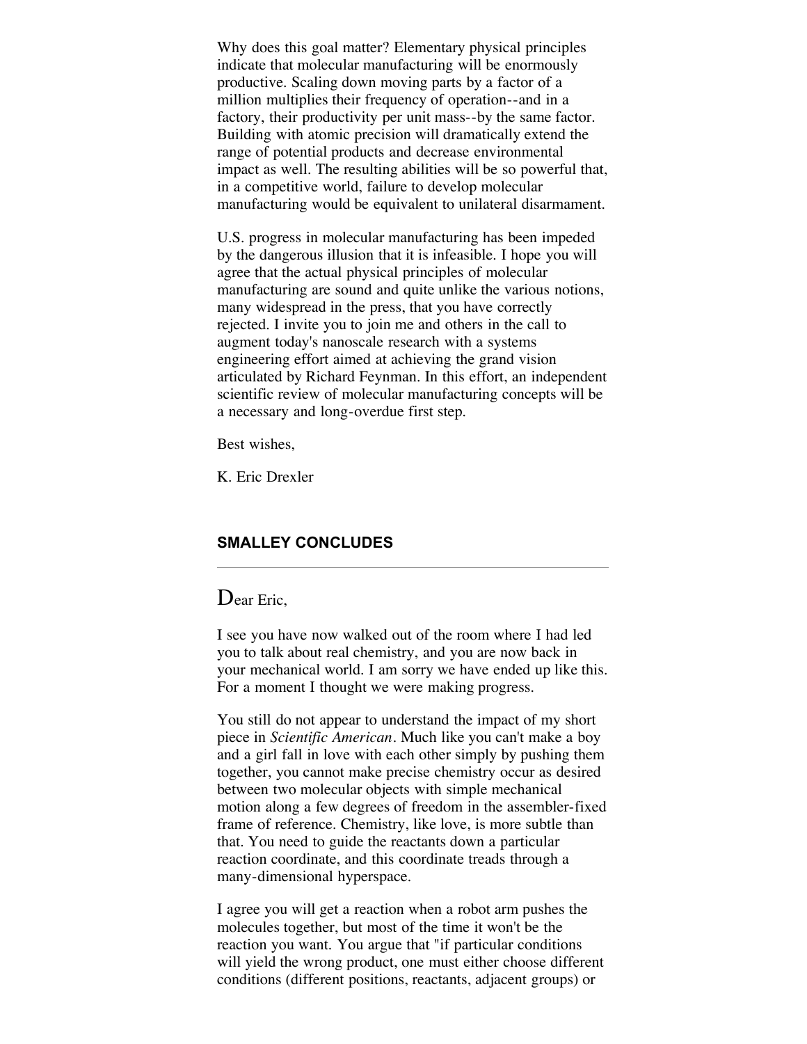Why does this goal matter? Elementary physical principles indicate that molecular manufacturing will be enormously productive. Scaling down moving parts by a factor of a million multiplies their frequency of operation--and in a factory, their productivity per unit mass--by the same factor. Building with atomic precision will dramatically extend the range of potential products and decrease environmental impact as well. The resulting abilities will be so powerful that, in a competitive world, failure to develop molecular manufacturing would be equivalent to unilateral disarmament.

U.S. progress in molecular manufacturing has been impeded by the dangerous illusion that it is infeasible. I hope you will agree that the actual physical principles of molecular manufacturing are sound and quite unlike the various notions, many widespread in the press, that you have correctly rejected. I invite you to join me and others in the call to augment today's nanoscale research with a systems engineering effort aimed at achieving the grand vision articulated by Richard Feynman. In this effort, an independent scientific review of molecular manufacturing concepts will be a necessary and long-overdue first step.

Best wishes,

K. Eric Drexler

## SMALLEY CONCLUDES

---

Dear Eric,

I see you have now walked out of the room where I had led you to talk about real chemistry, and you are now back in your mechanical world. I am sorry we have ended up like this. For a moment I thought we were making progress.

You still do not appear to understand the impact of my short piece in *Scientific American*. Much like you can't make a boy and a girl fall in love with each other simply by pushing them together, you cannot make precise chemistry occur as desired between two molecular objects with simple mechanical motion along a few degrees of freedom in the assembler-fixed frame of reference. Chemistry, like love, is more subtle than that. You need to guide the reactants down a particular reaction coordinate, and this coordinate treads through a many-dimensional hyperspace.

I agree you will get a reaction when a robot arm pushes the molecules together, but most of the time it won't be the reaction you want. You argue that "if particular conditions will yield the wrong product, one must either choose different conditions (different positions, reactants, adjacent groups) or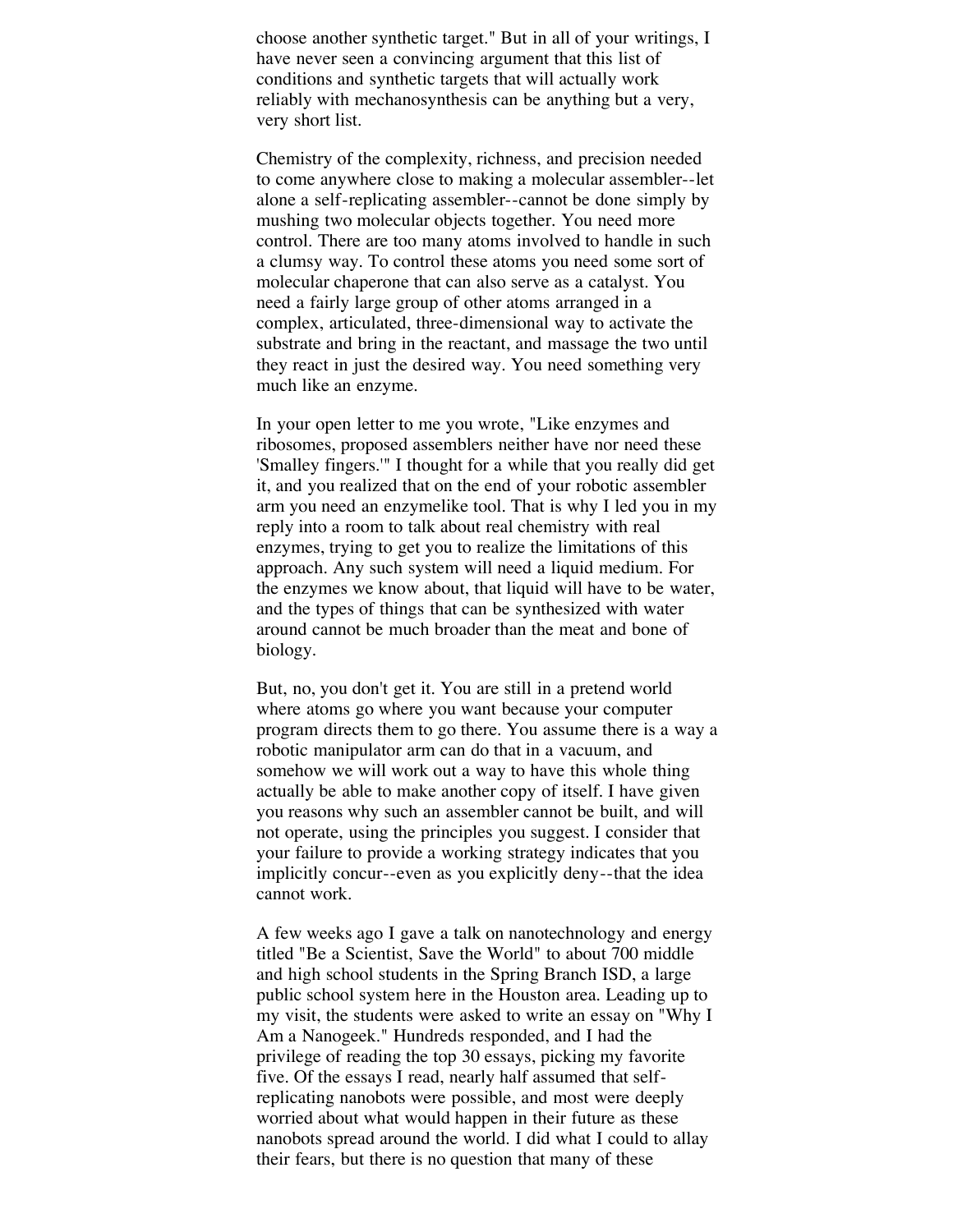choose another synthetic target." But in all of your writings, I have never seen a convincing argument that this list of conditions and synthetic targets that will actually work reliably with mechanosynthesis can be anything but a very, very short list.

Chemistry of the complexity, richness, and precision needed to come anywhere close to making a molecular assembler--let alone a self-replicating assembler--cannot be done simply by mushing two molecular objects together. You need more control. There are too many atoms involved to handle in such a clumsy way. To control these atoms you need some sort of molecular chaperone that can also serve as a catalyst. You need a fairly large group of other atoms arranged in a complex, articulated, three-dimensional way to activate the substrate and bring in the reactant, and massage the two until they react in just the desired way. You need something very much like an enzyme.

In your open letter to me you wrote, "Like enzymes and ribosomes, proposed assemblers neither have nor need these 'Smalley fingers.'" I thought for a while that you really did get it, and you realized that on the end of your robotic assembler arm you need an enzymelike tool. That is why I led you in my reply into a room to talk about real chemistry with real enzymes, trying to get you to realize the limitations of this approach. Any such system will need a liquid medium. For the enzymes we know about, that liquid will have to be water, and the types of things that can be synthesized with water around cannot be much broader than the meat and bone of biology.

But, no, you don't get it. You are still in a pretend world where atoms go where you want because your computer program directs them to go there. You assume there is a way a robotic manipulator arm can do that in a vacuum, and somehow we will work out a way to have this whole thing actually be able to make another copy of itself. I have given you reasons why such an assembler cannot be built, and will not operate, using the principles you suggest. I consider that your failure to provide a working strategy indicates that you implicitly concur--even as you explicitly deny--that the idea cannot work.

A few weeks ago I gave a talk on nanotechnology and energy titled "Be a Scientist, Save the World" to about 700 middle and high school students in the Spring Branch ISD, a large public school system here in the Houston area. Leading up to my visit, the students were asked to write an essay on "Why I Am a Nanogeek." Hundreds responded, and I had the privilege of reading the top 30 essays, picking my favorite five. Of the essays I read, nearly half assumed that self-replicating nanobots were possible, and most were deeply worried about what would happen in their future as these nanobots spread around the world. I did what I could to allay their fears, but there is no question that many of these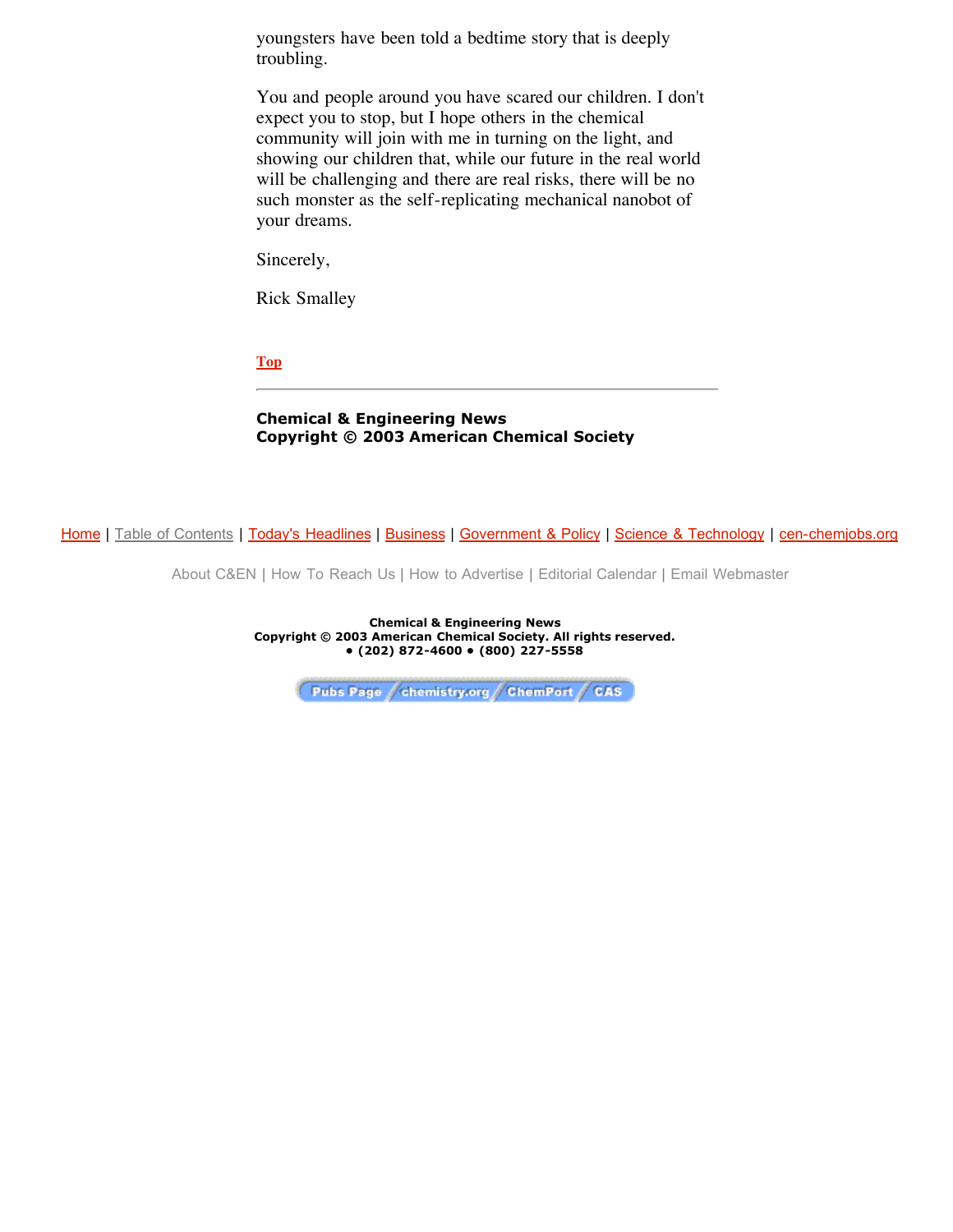youngsters have been told a bedtime story that is deeply troubling.

You and people around you have scared our children. I don't expect you to stop, but I hope others in the chemical community will join with me in turning on the light, and showing our children that, while our future in the real world will be challenging and there are real risks, there will be no such monster as the self-replicating mechanical nanobot of your dreams.

Sincerely,

Rick Smalley

**Top**

---

**Chemical & Engineering News**
**Copyright © 2003 American Chemical Society**

Home | Table of Contents | Today's Headlines | Business | Government & Policy | Science & Technology | cen-chemjobs.org

About C&EN | How To Reach Us | How to Advertise | Editorial Calendar | Email Webmaster

**Chemical & Engineering News**
**Copyright © 2003 American Chemical Society. All rights reserved.**
**• (202) 872-4600 • (800) 227-5558**

Pubs Page | chemistry.org | ChemPort | CAS